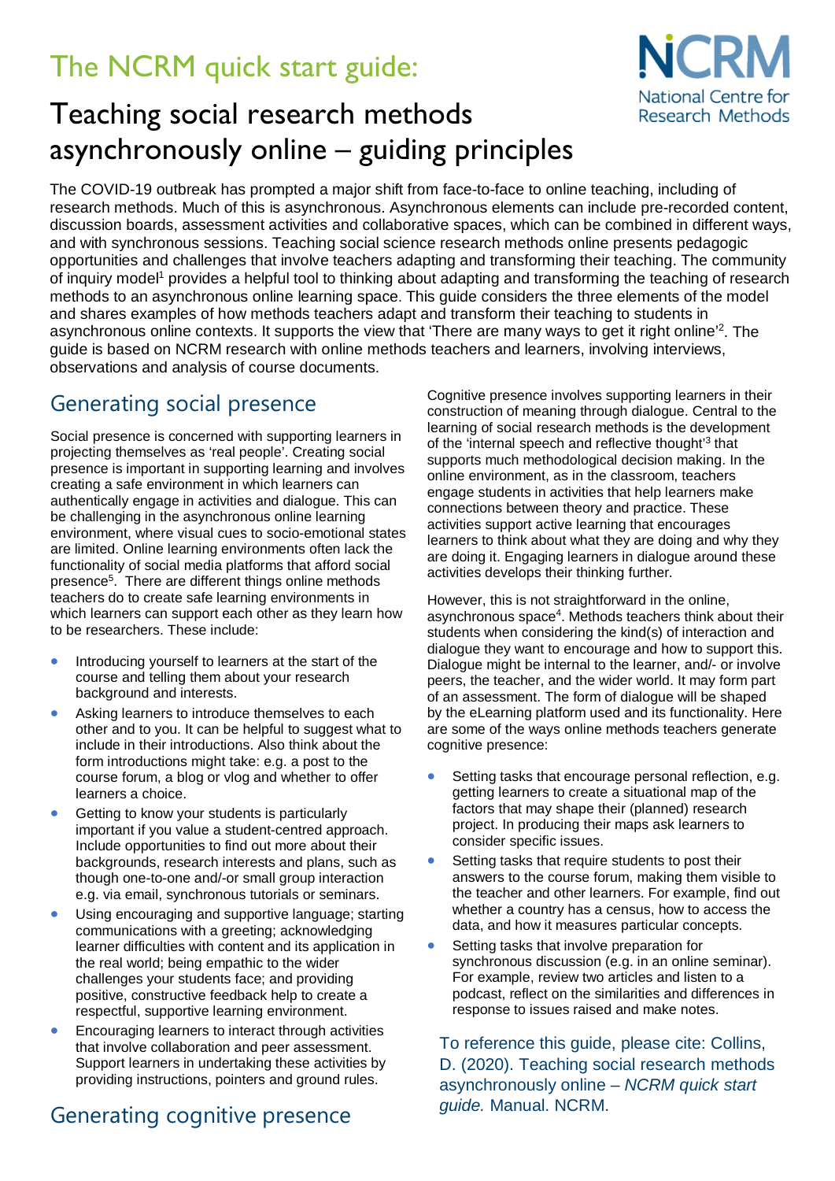# The NCRM quick start guide:

## Teaching social research methods asynchronously online – guiding principles

The COVID-19 outbreak has prompted a major shift from face-to-face to online teaching, including of research methods. Much of this is asynchronous. Asynchronous elements can include pre-recorded content, discussion boards, assessment activities and collaborative spaces, which can be combined in different ways, and with synchronous sessions. Teaching social science research methods online presents pedagogic opportunities and challenges that involve teachers adapting and transforming their teaching. The community of inquiry model[1] provides a helpful tool to thinking about adapting and transforming the teaching of research methods to an asynchronous online learning space. This guide considers the three elements of the model and shares examples of how methods teachers adapt and transform their teaching to students in asynchronous online contexts. It supports the view that 'There are many ways to get it right online'[2]. The guide is based on NCRM research with online methods teachers and learners, involving interviews, observations and analysis of course documents.

## Generating social presence

Social presence is concerned with supporting learners in projecting themselves as 'real people'. Creating social presence is important in supporting learning and involves creating a safe environment in which learners can authentically engage in activities and dialogue. This can be challenging in the asynchronous online learning environment, where visual cues to socio-emotional states are limited. Online learning environments often lack the functionality of social media platforms that afford social presence[5]. There are different things online methods teachers do to create safe learning environments in which learners can support each other as they learn how to be researchers. These include:

- Introducing yourself to learners at the start of the course and telling them about your research background and interests.
- Asking learners to introduce themselves to each other and to you. It can be helpful to suggest what to include in their introductions. Also think about the form introductions might take: e.g. a post to the course forum, a blog or vlog and whether to offer learners a choice.
- Getting to know your students is particularly important if you value a student-centred approach. Include opportunities to find out more about their backgrounds, research interests and plans, such as though one-to-one and/-or small group interaction e.g. via email, synchronous tutorials or seminars.
- Using encouraging and supportive language; starting communications with a greeting; acknowledging learner difficulties with content and its application in the real world; being empathic to the wider challenges your students face; and providing positive, constructive feedback help to create a respectful, supportive learning environment.
- Encouraging learners to interact through activities that involve collaboration and peer assessment. Support learners in undertaking these activities by providing instructions, pointers and ground rules.

## Generating cognitive presence

Cognitive presence involves supporting learners in their construction of meaning through dialogue. Central to the learning of social research methods is the development of the 'internal speech and reflective thought'[3] that supports much methodological decision making. In the online environment, as in the classroom, teachers engage students in activities that help learners make connections between theory and practice. These activities support active learning that encourages learners to think about what they are doing and why they are doing it. Engaging learners in dialogue around these activities develops their thinking further.

However, this is not straightforward in the online, asynchronous space[4]. Methods teachers think about their students when considering the kind(s) of interaction and dialogue they want to encourage and how to support this. Dialogue might be internal to the learner, and/- or involve peers, the teacher, and the wider world. It may form part of an assessment. The form of dialogue will be shaped by the eLearning platform used and its functionality. Here are some of the ways online methods teachers generate cognitive presence:

- Setting tasks that encourage personal reflection, e.g. getting learners to create a situational map of the factors that may shape their (planned) research project. In producing their maps ask learners to consider specific issues.
- Setting tasks that require students to post their answers to the course forum, making them visible to the teacher and other learners. For example, find out whether a country has a census, how to access the data, and how it measures particular concepts.
- Setting tasks that involve preparation for synchronous discussion (e.g. in an online seminar). For example, review two articles and listen to a podcast, reflect on the similarities and differences in response to issues raised and make notes.

To reference this guide, please cite: Collins, D. (2020). Teaching social research methods asynchronously online – *NCRM quick start guide.* Manual. NCRM.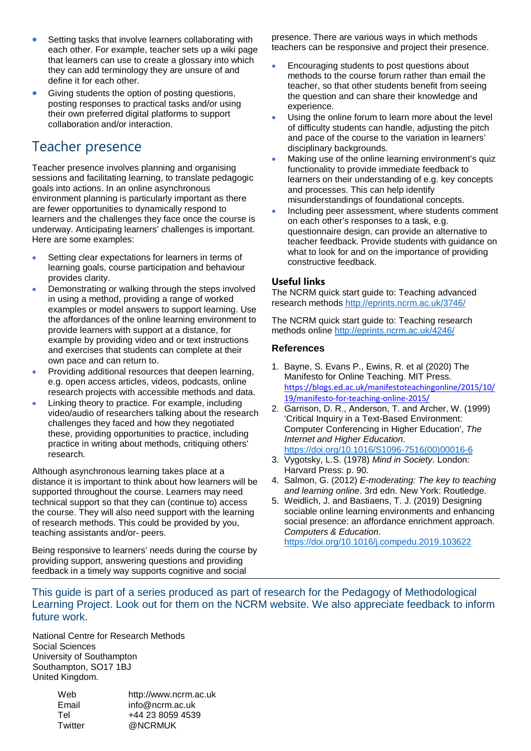- Setting tasks that involve learners collaborating with each other. For example, teacher sets up a wiki page that learners can use to create a glossary into which they can add terminology they are unsure of and define it for each other.
- Giving students the option of posting questions, posting responses to practical tasks and/or using their own preferred digital platforms to support collaboration and/or interaction.

## Teacher presence

Teacher presence involves planning and organising sessions and facilitating learning, to translate pedagogic goals into actions. In an online asynchronous environment planning is particularly important as there are fewer opportunities to dynamically respond to learners and the challenges they face once the course is underway. Anticipating learners' challenges is important. Here are some examples:

- Setting clear expectations for learners in terms of learning goals, course participation and behaviour provides clarity.
- Demonstrating or walking through the steps involved in using a method, providing a range of worked examples or model answers to support learning. Use the affordances of the online learning environment to provide learners with support at a distance, for example by providing video and or text instructions and exercises that students can complete at their own pace and can return to.
- Providing additional resources that deepen learning, e.g. open access articles, videos, podcasts, online research projects with accessible methods and data.
- Linking theory to practice. For example, including video/audio of researchers talking about the research challenges they faced and how they negotiated these, providing opportunities to practice, including practice in writing about methods, critiquing others' research.

Although asynchronous learning takes place at a distance it is important to think about how learners will be supported throughout the course. Learners may need technical support so that they can (continue to) access the course. They will also need support with the learning of research methods. This could be provided by you, teaching assistants and/or- peers.

Being responsive to learners' needs during the course by providing support, answering questions and providing feedback in a timely way supports cognitive and social presence. There are various ways in which methods teachers can be responsive and project their presence.

- Encouraging students to post questions about methods to the course forum rather than email the teacher, so that other students benefit from seeing the question and can share their knowledge and experience.
- Using the online forum to learn more about the level of difficulty students can handle, adjusting the pitch and pace of the course to the variation in learners' disciplinary backgrounds.
- Making use of the online learning environment's quiz functionality to provide immediate feedback to learners on their understanding of e.g. key concepts and processes. This can help identify misunderstandings of foundational concepts.
- Including peer assessment, where students comment on each other's responses to a task, e.g. questionnaire design, can provide an alternative to teacher feedback. Provide students with guidance on what to look for and on the importance of providing constructive feedback.

### Useful links

The NCRM quick start guide to: Teaching advanced research methods http://eprints.ncrm.ac.uk/3746/

The NCRM quick start guide to: Teaching research methods online http://eprints.ncrm.ac.uk/4246/

### References

1. Bayne, S. Evans P., Ewins, R. et al (2020) The Manifesto for Online Teaching. MIT Press. https://blogs.ed.ac.uk/manifestoteachingonline/2015/10/19/manifesto-for-teaching-online-2015/
2. Garrison, D. R., Anderson, T. and Archer, W. (1999) 'Critical Inquiry in a Text-Based Environment: Computer Conferencing in Higher Education', *The Internet and Higher Education*. https://doi.org/10.1016/S1096-7516(00)00016-6
3. Vygotsky, L.S. (1978) *Mind in Society*. London: Harvard Press: p. 90.
4. Salmon, G. (2012) *E-moderating: The key to teaching and learning online*. 3rd edn. New York: Routledge.
5. Weidlich, J. and Bastiaens, T. J. (2019) Designing sociable online learning environments and enhancing social presence: an affordance enrichment approach. *Computers & Education*. https://doi.org/10.1016/j.compedu.2019.103622

---

This guide is part of a series produced as part of research for the Pedagogy of Methodological Learning Project. Look out for them on the NCRM website. We also appreciate feedback to inform future work.

National Centre for Research Methods
Social Sciences
University of Southampton
Southampton, SO17 1BJ
United Kingdom.

| | |
|---|---|
| Web | http://www.ncrm.ac.uk |
| Email | info@ncrm.ac.uk |
| Tel | +44 23 8059 4539 |
| Twitter | @NCRMUK |